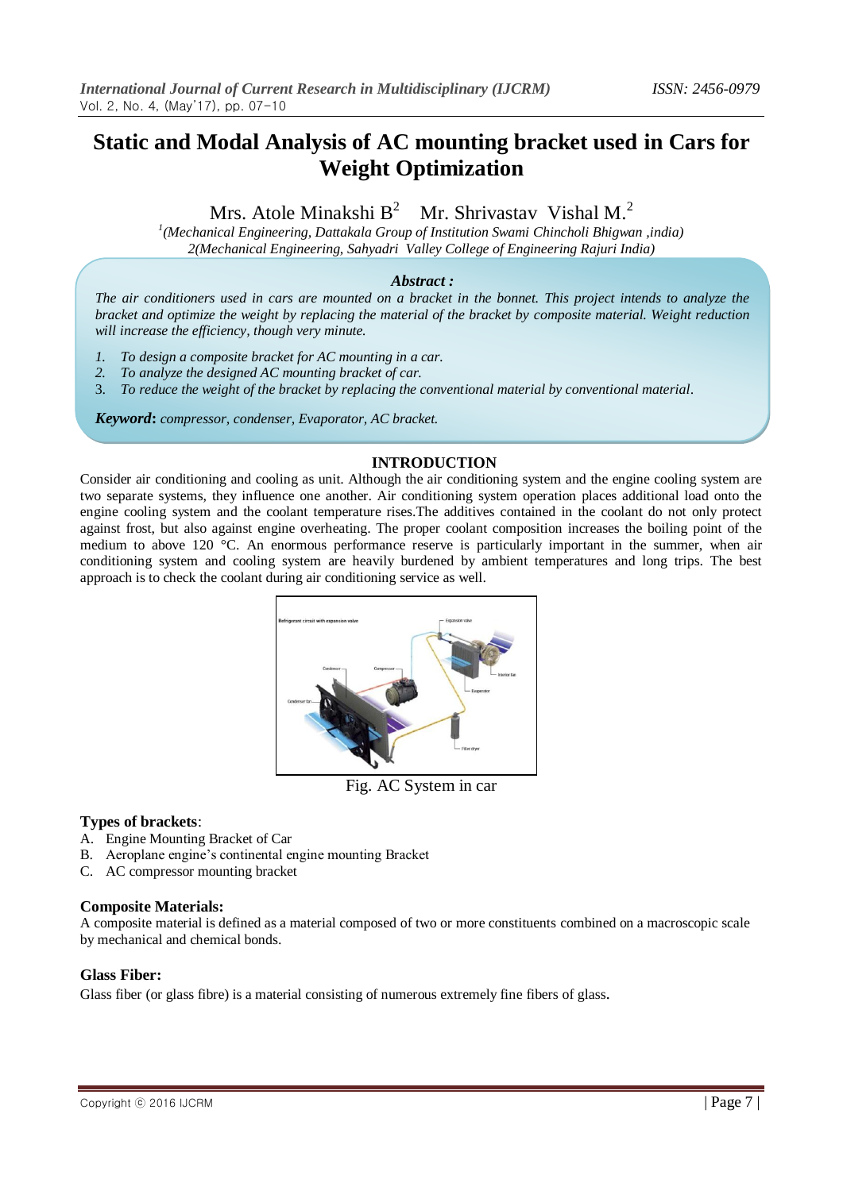# Static and Modal Analysis of AC mounting bracket used in Cars for Weight Optimization

Mrs. Atole Minakshi B[2] Mr. Shrivastav Vishal M.[2]

[1](Mechanical Engineering, Dattakala Group of Institution Swami Chincholi Bhigwan ,india)
2(Mechanical Engineering, Sahyadri Valley College of Engineering Rajuri India)

***Abstract :***

*The air conditioners used in cars are mounted on a bracket in the bonnet. This project intends to analyze the bracket and optimize the weight by replacing the material of the bracket by composite material. Weight reduction will increase the efficiency, though very minute.*

1. *To design a composite bracket for AC mounting in a car.*
2. *To analyze the designed AC mounting bracket of car.*
3. *To reduce the weight of the bracket by replacing the conventional material by conventional material.*

***Keyword*: *compressor, condenser, Evaporator, AC bracket.***

## INTRODUCTION

Consider air conditioning and cooling as unit. Although the air conditioning system and the engine cooling system are two separate systems, they influence one another. Air conditioning system operation places additional load onto the engine cooling system and the coolant temperature rises.The additives contained in the coolant do not only protect against frost, but also against engine overheating. The proper coolant composition increases the boiling point of the medium to above 120 °C. An enormous performance reserve is particularly important in the summer, when air conditioning system and cooling system are heavily burdened by ambient temperatures and long trips. The best approach is to check the coolant during air conditioning service as well.

Fig. AC System in car

**Types of brackets**:

A. Engine Mounting Bracket of Car
B. Aeroplane engine's continental engine mounting Bracket
C. AC compressor mounting bracket

**Composite Materials:**

A composite material is defined as a material composed of two or more constituents combined on a macroscopic scale by mechanical and chemical bonds.

**Glass Fiber:**

Glass fiber (or glass fibre) is a material consisting of numerous extremely fine fibers of glass.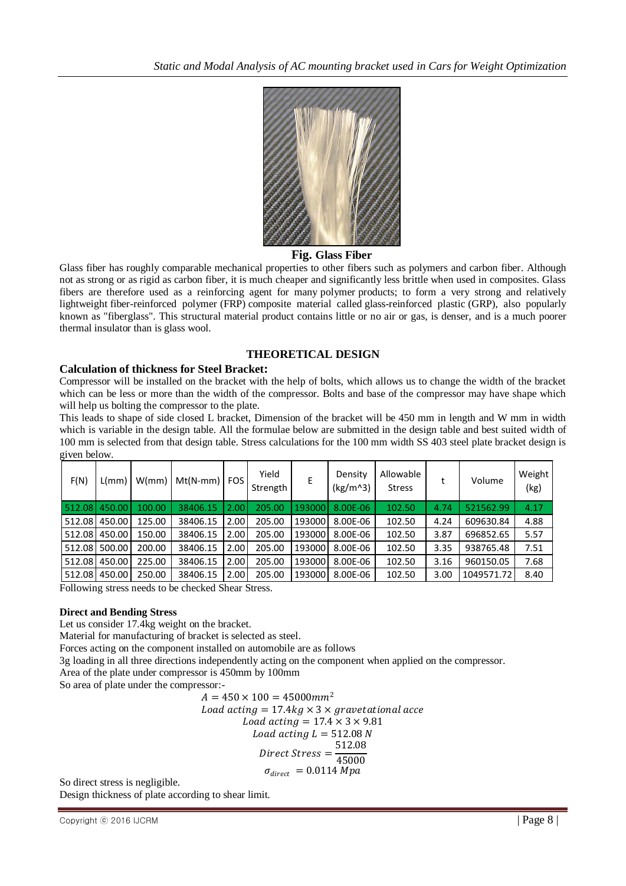**Fig. Glass Fiber**

Glass fiber has roughly comparable mechanical properties to other fibers such as polymers and carbon fiber. Although not as strong or as rigid as carbon fiber, it is much cheaper and significantly less brittle when used in composites. Glass fibers are therefore used as a reinforcing agent for many polymer products; to form a very strong and relatively lightweight fiber-reinforced polymer (FRP) composite material called glass-reinforced plastic (GRP), also popularly known as "fiberglass". This structural material product contains little or no air or gas, is denser, and is a much poorer thermal insulator than is glass wool.

## THEORETICAL DESIGN

### Calculation of thickness for Steel Bracket:

Compressor will be installed on the bracket with the help of bolts, which allows us to change the width of the bracket which can be less or more than the width of the compressor. Bolts and base of the compressor may have shape which will help us bolting the compressor to the plate.

This leads to shape of side closed L bracket, Dimension of the bracket will be 450 mm in length and W mm in width which is variable in the design table. All the formulae below are submitted in the design table and best suited width of 100 mm is selected from that design table. Stress calculations for the 100 mm width SS 403 steel plate bracket design is given below.

| F(N) | L(mm) | W(mm) | Mt(N-mm) | FOS | Yield Strength | E | Density (kg/m^3) | Allowable Stress | t | Volume | Weight (kg) |
|---|---|---|---|---|---|---|---|---|---|---|---|
| 512.08 | 450.00 | 100.00 | 38406.15 | 2.00 | 205.00 | 193000 | 8.00E-06 | 102.50 | 4.74 | 521562.99 | 4.17 |
| 512.08 | 450.00 | 125.00 | 38406.15 | 2.00 | 205.00 | 193000 | 8.00E-06 | 102.50 | 4.24 | 609630.84 | 4.88 |
| 512.08 | 450.00 | 150.00 | 38406.15 | 2.00 | 205.00 | 193000 | 8.00E-06 | 102.50 | 3.87 | 696852.65 | 5.57 |
| 512.08 | 500.00 | 200.00 | 38406.15 | 2.00 | 205.00 | 193000 | 8.00E-06 | 102.50 | 3.35 | 938765.48 | 7.51 |
| 512.08 | 450.00 | 225.00 | 38406.15 | 2.00 | 205.00 | 193000 | 8.00E-06 | 102.50 | 3.16 | 960150.05 | 7.68 |
| 512.08 | 450.00 | 250.00 | 38406.15 | 2.00 | 205.00 | 193000 | 8.00E-06 | 102.50 | 3.00 | 1049571.72 | 8.40 |

Following stress needs to be checked Shear Stress.

**Direct and Bending Stress**

Let us consider 17.4kg weight on the bracket.

Material for manufacturing of bracket is selected as steel.

Forces acting on the component installed on automobile are as follows

3g loading in all three directions independently acting on the component when applied on the compressor.

Area of the plate under compressor is 450mm by 100mm

So area of plate under the compressor:-

$$A = 450 \times 100 = 45000mm^2$$

$$Load\ acting = 17.4kg \times 3 \times gravetational\ acce$$

$$Load\ acting = 17.4 \times 3 \times 9.81$$

$$Load\ acting\ L = 512.08\ N$$

$$Direct\ Stress = \frac{512.08}{45000}$$

$$\sigma_{direct} = 0.0114\ Mpa$$

So direct stress is negligible.

Design thickness of plate according to shear limit.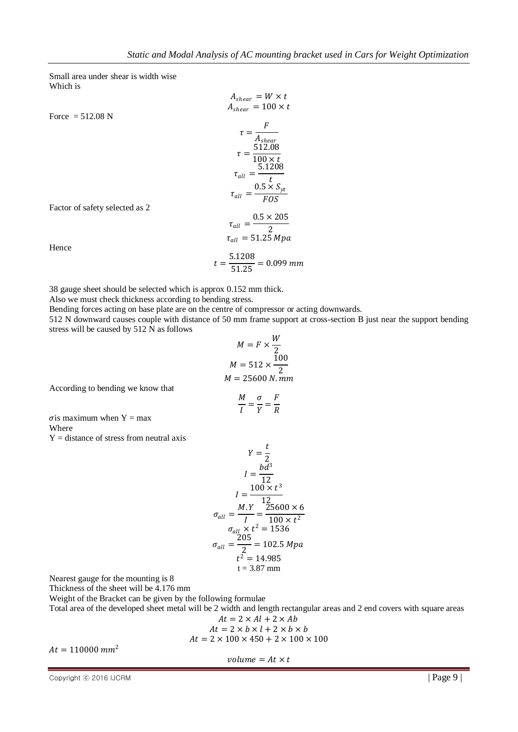Small area under shear is width wise
Which is

$$A_{shear} = W \times t$$
$$A_{shear} = 100 \times t$$

Force = 512.08 N

$$\tau = \frac{F}{A_{shear}}$$
$$\tau = \frac{512.08}{100 \times t}$$
$$\tau_{all} = \frac{5.1208}{t}$$
$$\tau_{all} = \frac{0.5 \times S_{yt}}{FOS}$$

Factor of safety selected as 2

$$\tau_{all} = \frac{0.5 \times 205}{2}$$
$$\tau_{all} = 51.25\ Mpa$$

Hence

$$t = \frac{5.1208}{51.25} = 0.099\ mm$$

38 gauge sheet should be selected which is approx 0.152 mm thick.
Also we must check thickness according to bending stress.
Bending forces acting on base plate are on the centre of compressor or acting downwards.
512 N downward causes couple with distance of 50 mm frame support at cross-section B just near the support bending stress will be caused by 512 N as follows

$$M = F \times \frac{W}{2}$$
$$M = 512 \times \frac{100}{2}$$
$$M = 25600\ N.mm$$

According to bending we know that

$$\frac{M}{I} = \frac{\sigma}{Y} = \frac{F}{R}$$

$\sigma$ is maximum when Y = max
Where
Y = distance of stress from neutral axis

$$Y = \frac{t}{2}$$
$$I = \frac{bd^3}{12}$$
$$I = \frac{100 \times t^3}{12}$$
$$\sigma_{all} = \frac{M.Y}{I} = \frac{25600 \times 6}{100 \times t^2}$$
$$\sigma_{all} \times t^2 = 1536$$
$$\sigma_{all} = \frac{205}{2} = 102.5\ Mpa$$
$$t^2 = 14.985$$
$$t = 3.87\ mm$$

Nearest gauge for the mounting is 8
Thickness of the sheet will be 4.176 mm
Weight of the Bracket can be given by the following formulae
Total area of the developed sheet metal will be 2 width and length rectangular areas and 2 end covers with square areas

$$At = 2 \times Al + 2 \times Ab$$
$$At = 2 \times b \times l + 2 \times b \times b$$
$$At = 2 \times 100 \times 450 + 2 \times 100 \times 100$$

$At = 110000\ mm^2$

$$volume = At \times t$$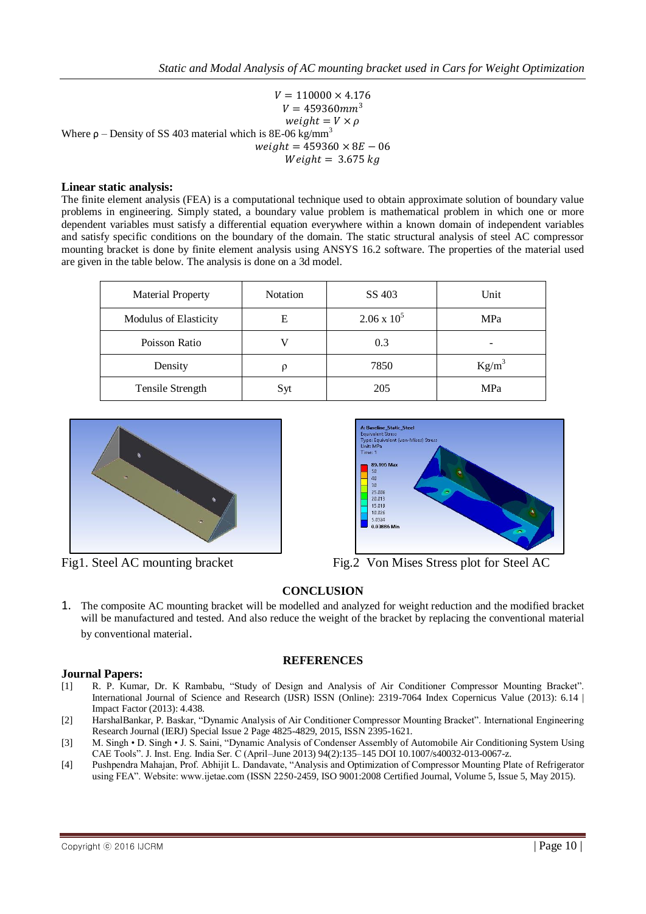$$V = 110000 \times 4.176$$
$$V = 459360mm^3$$
$$weight = V \times \rho$$

Where ρ – Density of SS 403 material which is 8E-06 kg/mm$^3$

$$weight = 459360 \times 8E - 06$$
$$Weight = 3.675\ kg$$

**Linear static analysis:**

The finite element analysis (FEA) is a computational technique used to obtain approximate solution of boundary value problems in engineering. Simply stated, a boundary value problem is mathematical problem in which one or more dependent variables must satisfy a differential equation everywhere within a known domain of independent variables and satisfy specific conditions on the boundary of the domain. The static structural analysis of steel AC compressor mounting bracket is done by finite element analysis using ANSYS 16.2 software. The properties of the material used are given in the table below. The analysis is done on a 3d model.

| Material Property | Notation | SS 403 | Unit |
|---|---|---|---|
| Modulus of Elasticity | E | $2.06 \times 10^5$ | MPa |
| Poisson Ratio | V | 0.3 | - |
| Density | ρ | 7850 | Kg/m$^3$ |
| Tensile Strength | Syt | 205 | MPa |

Fig1. Steel AC mounting bracket

A: Baseline_Static_Steel
Equivalent Stress
Type: Equivalent (von-Mises) Stress
Unit: MPa
Time: 1
89.100 Max
50
40
30
25.006
20.013
15.019
10.026
5.0324
0.03886 Min

Fig.2 Von Mises Stress plot for Steel AC

## CONCLUSION

1. The composite AC mounting bracket will be modelled and analyzed for weight reduction and the modified bracket will be manufactured and tested. And also reduce the weight of the bracket by replacing the conventional material by conventional material.

## REFERENCES

**Journal Papers:**

[1] R. P. Kumar, Dr. K Rambabu, "Study of Design and Analysis of Air Conditioner Compressor Mounting Bracket". International Journal of Science and Research (IJSR) ISSN (Online): 2319-7064 Index Copernicus Value (2013): 6.14 | Impact Factor (2013): 4.438.

[2] HarshalBankar, P. Baskar, "Dynamic Analysis of Air Conditioner Compressor Mounting Bracket". International Engineering Research Journal (IERJ) Special Issue 2 Page 4825-4829, 2015, ISSN 2395-1621.

[3] M. Singh • D. Singh • J. S. Saini, "Dynamic Analysis of Condenser Assembly of Automobile Air Conditioning System Using CAE Tools". J. Inst. Eng. India Ser. C (April–June 2013) 94(2):135–145 DOI 10.1007/s40032-013-0067-z.

[4] Pushpendra Mahajan, Prof. Abhijit L. Dandavate, "Analysis and Optimization of Compressor Mounting Plate of Refrigerator using FEA". Website: www.ijetae.com (ISSN 2250-2459, ISO 9001:2008 Certified Journal, Volume 5, Issue 5, May 2015).